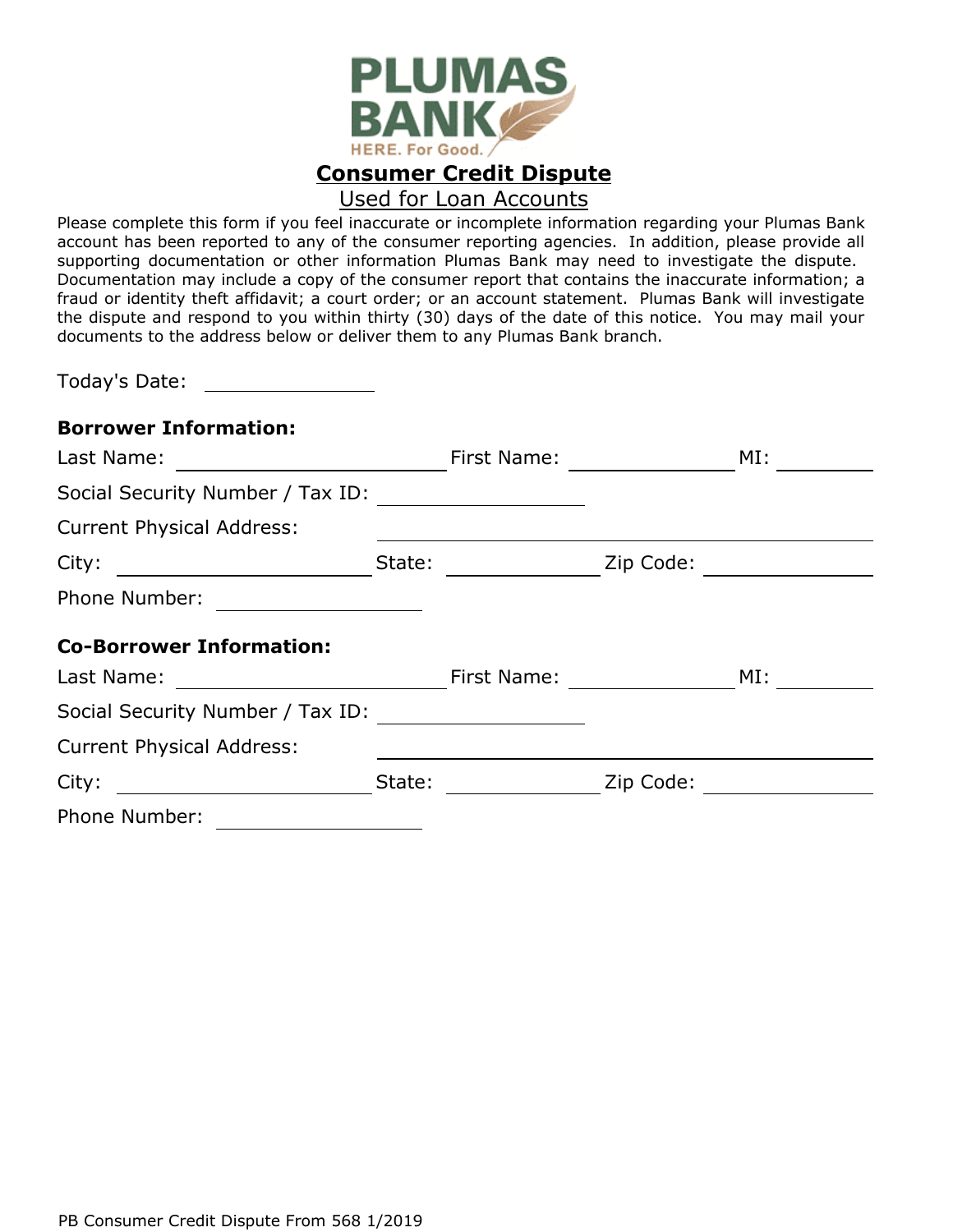PLUMAS BANK

HERE. For Good.

# Consumer Credit Dispute

## Used for Loan Accounts

Please complete this form if you feel inaccurate or incomplete information regarding your Plumas Bank account has been reported to any of the consumer reporting agencies. In addition, please provide all supporting documentation or other information Plumas Bank may need to investigate the dispute. Documentation may include a copy of the consumer report that contains the inaccurate information; a fraud or identity theft affidavit; a court order; or an account statement. Plumas Bank will investigate the dispute and respond to you within thirty (30) days of the date of this notice. You may mail your documents to the address below or deliver them to any Plumas Bank branch.

Today's Date: ______________

**Borrower Information:**

Last Name: ______________________ First Name: ______________ MI: ________

Social Security Number / Tax ID: ________________

Current Physical Address: ______________________________

City: ____________________ State: ____________ Zip Code: ____________

Phone Number: ________________

**Co-Borrower Information:**

Last Name: ______________________ First Name: ______________ MI: ________

Social Security Number / Tax ID: ________________

Current Physical Address: ______________________________

City: ____________________ State: ____________ Zip Code: ____________

Phone Number: ________________

PB Consumer Credit Dispute From 568 1/2019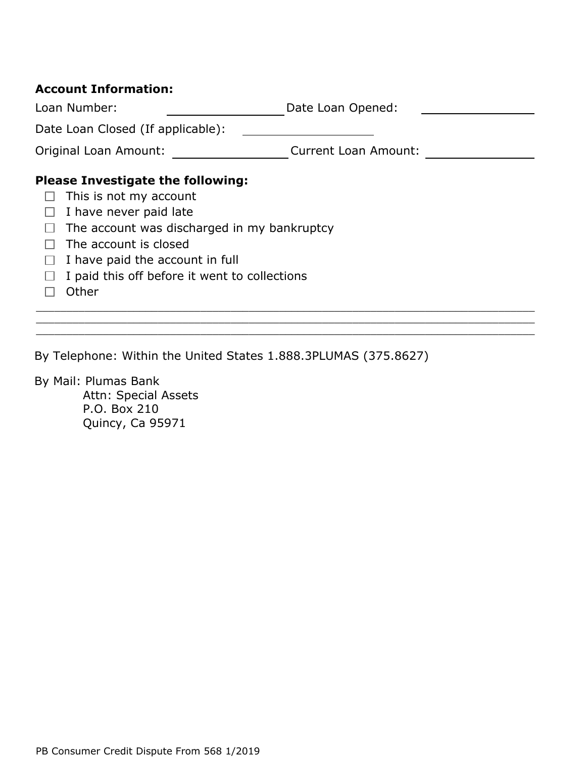**Account Information:**

Loan Number: ________________ Date Loan Opened: ________________

Date Loan Closed (If applicable): ________________

Original Loan Amount: ________________ Current Loan Amount: ________________

**Please Investigate the following:**

- ☐ This is not my account
- ☐ I have never paid late
- ☐ The account was discharged in my bankruptcy
- ☐ The account is closed
- ☐ I have paid the account in full
- ☐ I paid this off before it went to collections
- ☐ Other

______________________________________________________________________
______________________________________________________________________
______________________________________________________________________

By Telephone: Within the United States 1.888.3PLUMAS (375.8627)

By Mail: Plumas Bank
Attn: Special Assets
P.O. Box 210
Quincy, Ca 95971

PB Consumer Credit Dispute From 568 1/2019